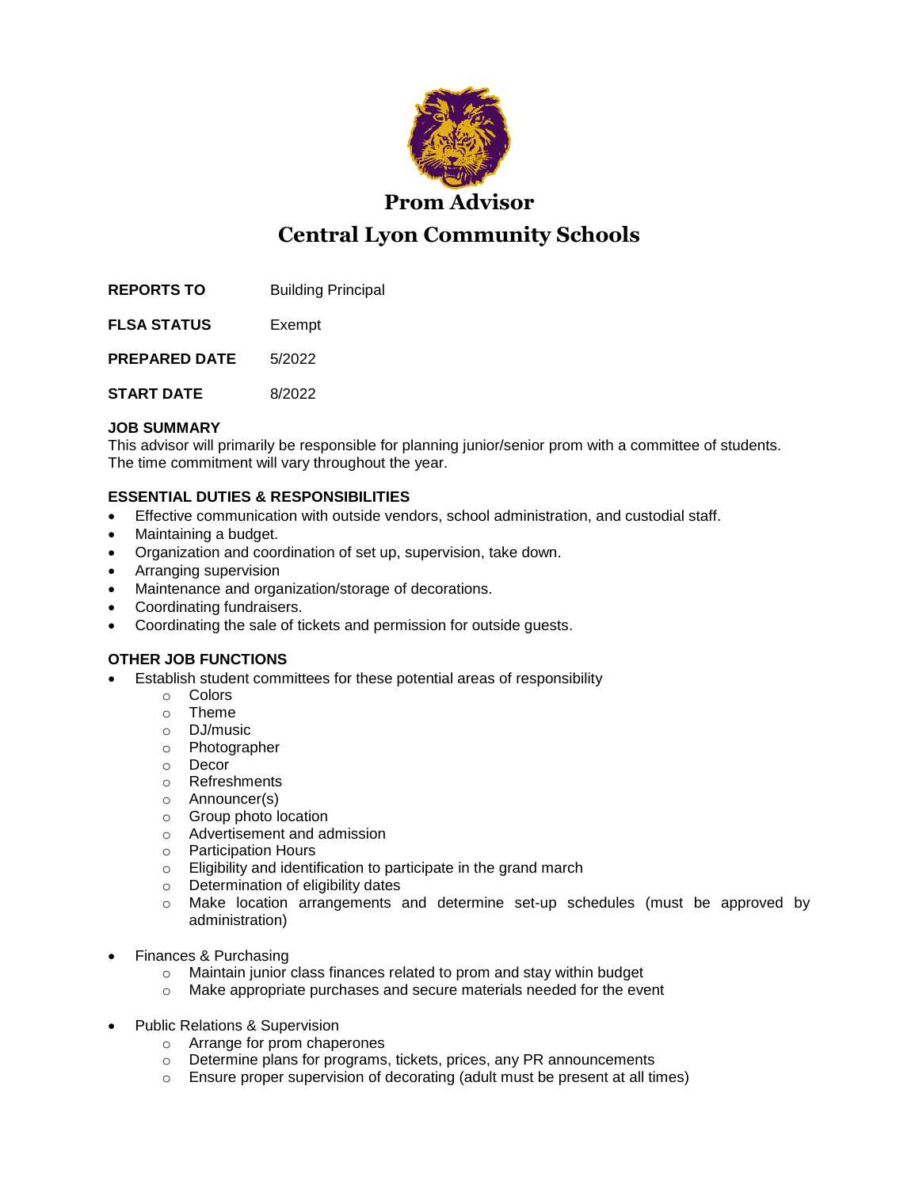# Prom Advisor

# Central Lyon Community Schools

**REPORTS TO** Building Principal

**FLSA STATUS** Exempt

**PREPARED DATE** 5/2022

**START DATE** 8/2022

**JOB SUMMARY**

This advisor will primarily be responsible for planning junior/senior prom with a committee of students. The time commitment will vary throughout the year.

**ESSENTIAL DUTIES & RESPONSIBILITIES**

- Effective communication with outside vendors, school administration, and custodial staff.
- Maintaining a budget.
- Organization and coordination of set up, supervision, take down.
- Arranging supervision
- Maintenance and organization/storage of decorations.
- Coordinating fundraisers.
- Coordinating the sale of tickets and permission for outside guests.

**OTHER JOB FUNCTIONS**

- Establish student committees for these potential areas of responsibility
  - Colors
  - Theme
  - DJ/music
  - Photographer
  - Decor
  - Refreshments
  - Announcer(s)
  - Group photo location
  - Advertisement and admission
  - Participation Hours
  - Eligibility and identification to participate in the grand march
  - Determination of eligibility dates
  - Make location arrangements and determine set-up schedules (must be approved by administration)

- Finances & Purchasing
  - Maintain junior class finances related to prom and stay within budget
  - Make appropriate purchases and secure materials needed for the event

- Public Relations & Supervision
  - Arrange for prom chaperones
  - Determine plans for programs, tickets, prices, any PR announcements
  - Ensure proper supervision of decorating (adult must be present at all times)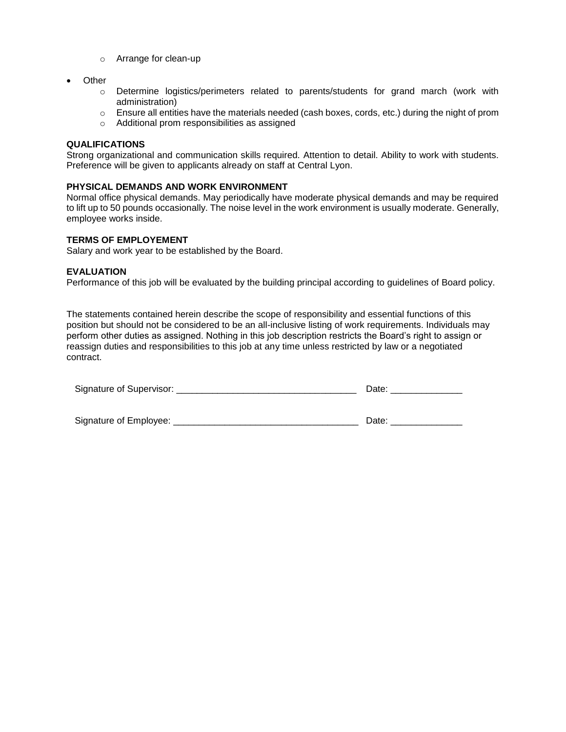- Arrange for clean-up

- Other
    - Determine logistics/perimeters related to parents/students for grand march (work with administration)
    - Ensure all entities have the materials needed (cash boxes, cords, etc.) during the night of prom
    - Additional prom responsibilities as assigned

**QUALIFICATIONS**
Strong organizational and communication skills required. Attention to detail. Ability to work with students. Preference will be given to applicants already on staff at Central Lyon.

**PHYSICAL DEMANDS AND WORK ENVIRONMENT**
Normal office physical demands. May periodically have moderate physical demands and may be required to lift up to 50 pounds occasionally. The noise level in the work environment is usually moderate. Generally, employee works inside.

**TERMS OF EMPLOYEMENT**
Salary and work year to be established by the Board.

**EVALUATION**
Performance of this job will be evaluated by the building principal according to guidelines of Board policy.

The statements contained herein describe the scope of responsibility and essential functions of this position but should not be considered to be an all-inclusive listing of work requirements. Individuals may perform other duties as assigned. Nothing in this job description restricts the Board's right to assign or reassign duties and responsibilities to this job at any time unless restricted by law or a negotiated contract.

Signature of Supervisor: ___________________________________ Date: _____________

Signature of Employee: ____________________________________ Date: _____________